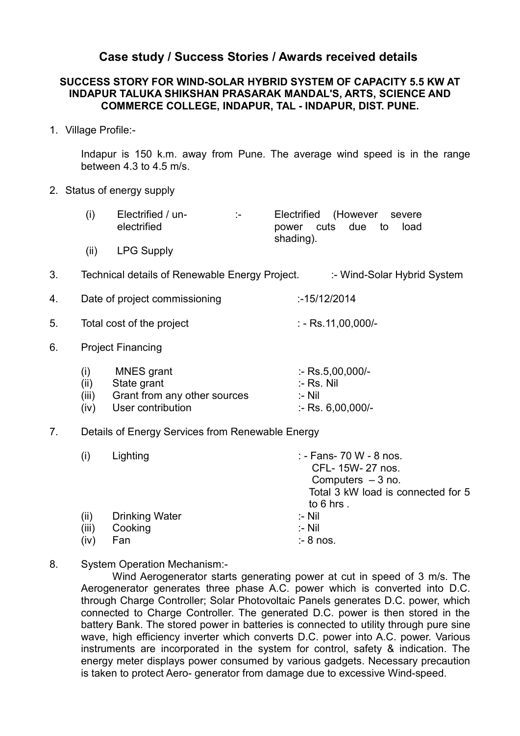# Case study / Success Stories / Awards received details

**SUCCESS STORY FOR WIND-SOLAR HYBRID SYSTEM OF CAPACITY 5.5 KW AT INDAPUR TALUKA SHIKSHAN PRASARAK MANDAL'S, ARTS, SCIENCE AND COMMERCE COLLEGE, INDAPUR, TAL - INDAPUR, DIST. PUNE.**

1. Village Profile:-

   Indapur is 150 k.m. away from Pune. The average wind speed is in the range between 4.3 to 4.5 m/s.

2. Status of energy supply

   | | | | |
   |---|---|---|---|
   | (i) | Electrified / un-electrified | :- | Electrified (However severe power cuts due to load shading). |
   | (ii) | LPG Supply | | |

3. Technical details of Renewable Energy Project. :- Wind-Solar Hybrid System

4. Date of project commissioning :-15/12/2014

5. Total cost of the project : - Rs.11,00,000/-

6. Project Financing

   | | | |
   |---|---|---|
   | (i) | MNES grant | :- Rs.5,00,000/- |
   | (ii) | State grant | :- Rs. Nil |
   | (iii) | Grant from any other sources | :- Nil |
   | (iv) | User contribution | :- Rs. 6,00,000/- |

7. Details of Energy Services from Renewable Energy

   | | | |
   |---|---|---|
   | (i) | Lighting | : - Fans- 70 W - 8 nos.<br>CFL- 15W- 27 nos.<br>Computers – 3 no.<br>Total 3 kW load is connected for 5 to 6 hrs . |
   | (ii) | Drinking Water | :- Nil |
   | (iii) | Cooking | :- Nil |
   | (iv) | Fan | :- 8 nos. |

8. System Operation Mechanism:-

   Wind Aerogenerator starts generating power at cut in speed of 3 m/s. The Aerogenerator generates three phase A.C. power which is converted into D.C. through Charge Controller; Solar Photovoltaic Panels generates D.C. power, which connected to Charge Controller. The generated D.C. power is then stored in the battery Bank. The stored power in batteries is connected to utility through pure sine wave, high efficiency inverter which converts D.C. power into A.C. power. Various instruments are incorporated in the system for control, safety & indication. The energy meter displays power consumed by various gadgets. Necessary precaution is taken to protect Aero- generator from damage due to excessive Wind-speed.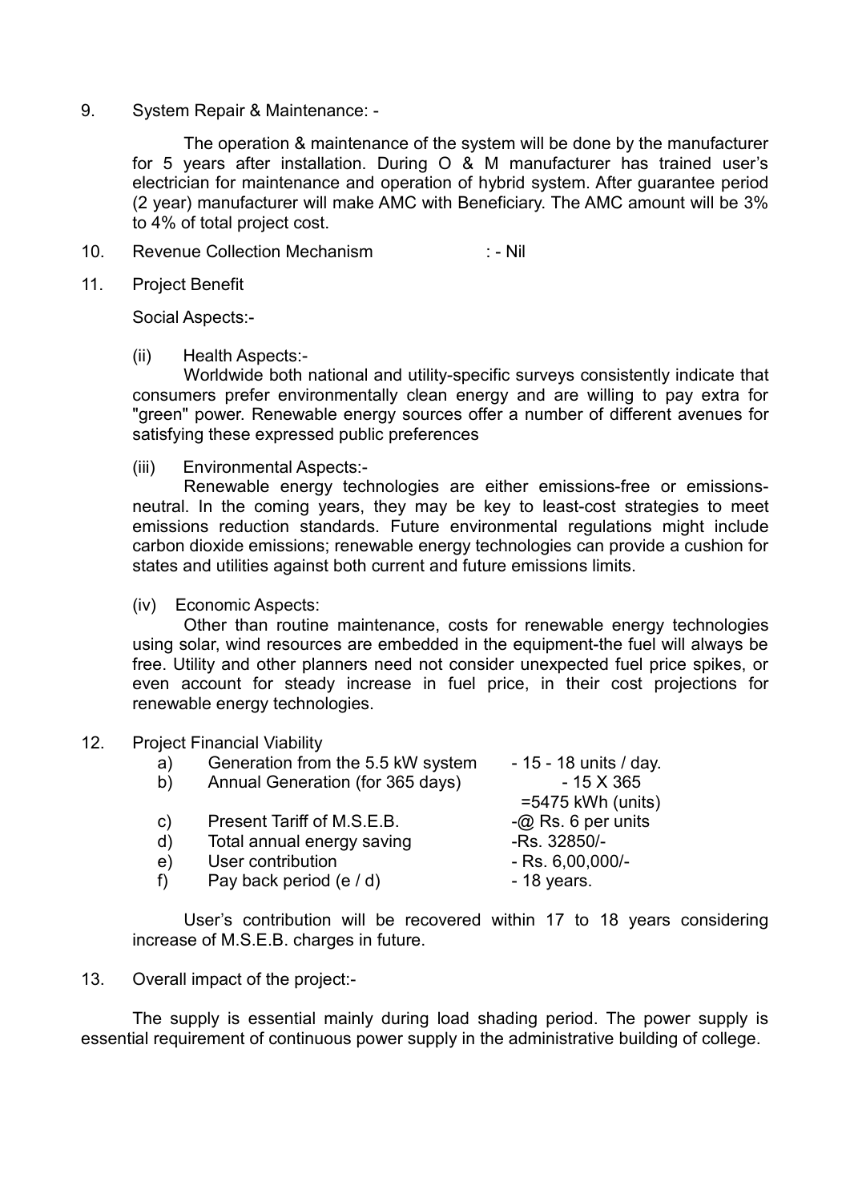9. System Repair & Maintenance: -

The operation & maintenance of the system will be done by the manufacturer for 5 years after installation. During O & M manufacturer has trained user's electrician for maintenance and operation of hybrid system. After guarantee period (2 year) manufacturer will make AMC with Beneficiary. The AMC amount will be 3% to 4% of total project cost.

10. Revenue Collection Mechanism : - Nil

11. Project Benefit

Social Aspects:-

(ii) Health Aspects:-

Worldwide both national and utility-specific surveys consistently indicate that consumers prefer environmentally clean energy and are willing to pay extra for "green" power. Renewable energy sources offer a number of different avenues for satisfying these expressed public preferences

(iii) Environmental Aspects:-

Renewable energy technologies are either emissions-free or emissions-neutral. In the coming years, they may be key to least-cost strategies to meet emissions reduction standards. Future environmental regulations might include carbon dioxide emissions; renewable energy technologies can provide a cushion for states and utilities against both current and future emissions limits.

(iv) Economic Aspects:

Other than routine maintenance, costs for renewable energy technologies using solar, wind resources are embedded in the equipment-the fuel will always be free. Utility and other planners need not consider unexpected fuel price spikes, or even account for steady increase in fuel price, in their cost projections for renewable energy technologies.

12. Project Financial Viability

| | | |
|---|---|---|
| a) | Generation from the 5.5 kW system | - 15 - 18 units / day. |
| b) | Annual Generation (for 365 days) | - 15 X 365 =5475 kWh (units) |
| c) | Present Tariff of M.S.E.B. | -@ Rs. 6 per units |
| d) | Total annual energy saving | -Rs. 32850/- |
| e) | User contribution | - Rs. 6,00,000/- |
| f) | Pay back period (e / d) | - 18 years. |

User's contribution will be recovered within 17 to 18 years considering increase of M.S.E.B. charges in future.

13. Overall impact of the project:-

The supply is essential mainly during load shading period. The power supply is essential requirement of continuous power supply in the administrative building of college.